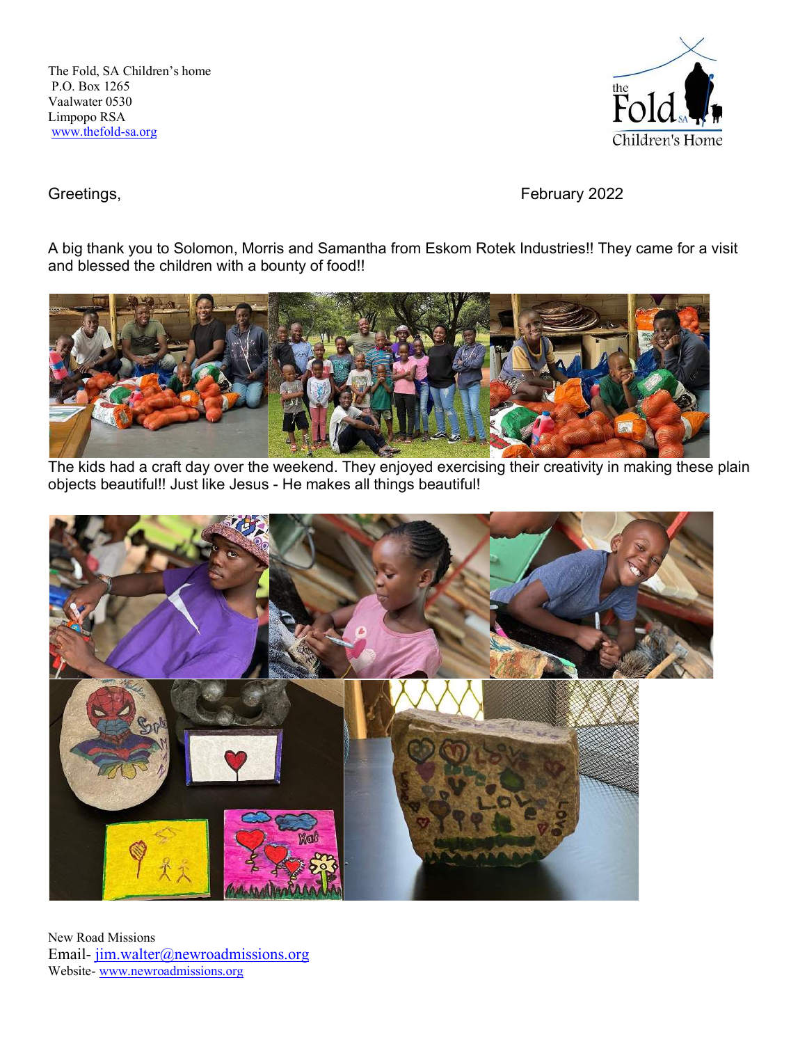The Fold, SA Children's home
P.O. Box 1265
Vaalwater 0530
Limpopo RSA
www.thefold-sa.org

Greetings, February 2022

A big thank you to Solomon, Morris and Samantha from Eskom Rotek Industries!! They came for a visit and blessed the children with a bounty of food!!

The kids had a craft day over the weekend. They enjoyed exercising their creativity in making these plain objects beautiful!! Just like Jesus - He makes all things beautiful!

New Road Missions
Email- jim.walter@newroadmissions.org
Website- www.newroadmissions.org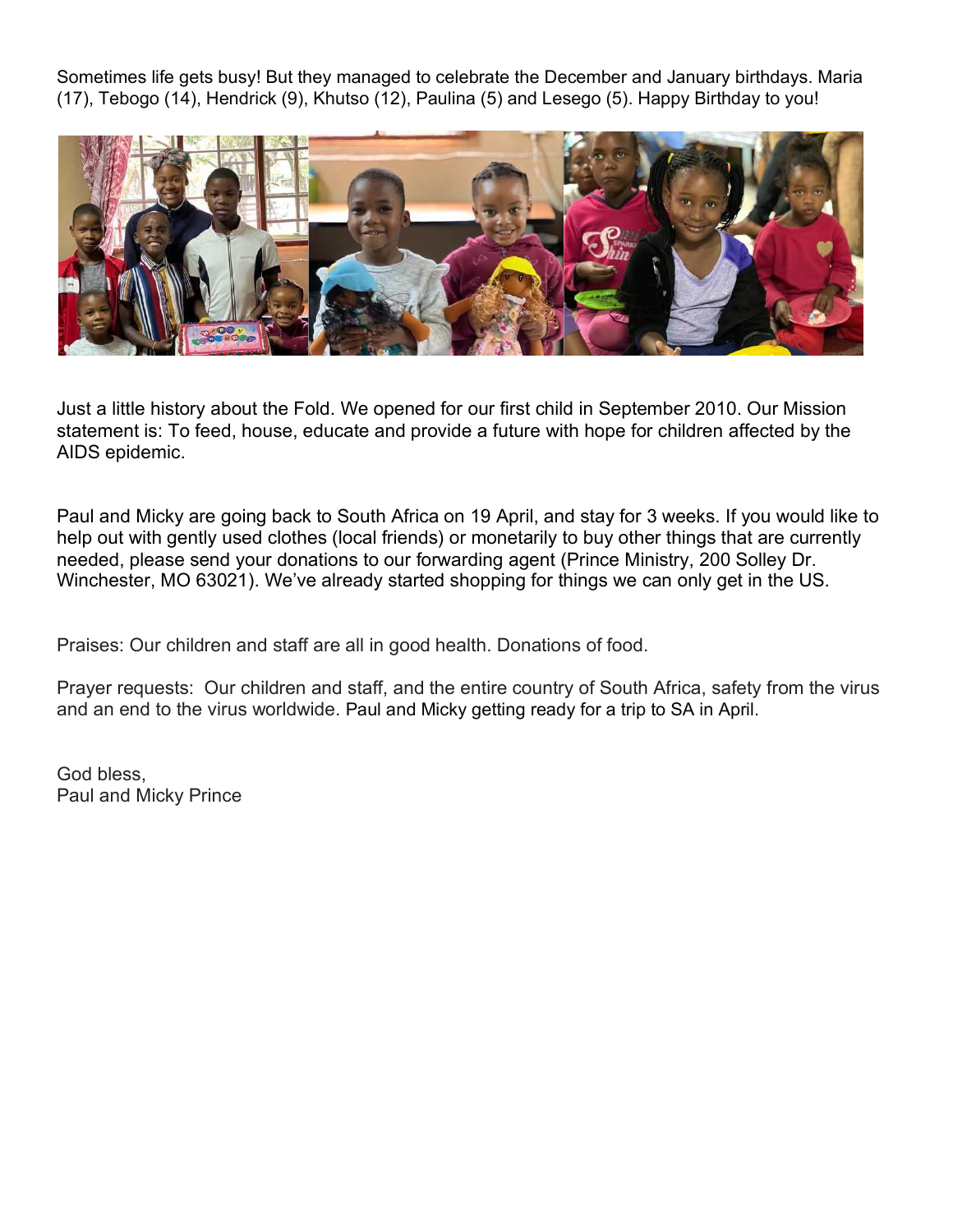Sometimes life gets busy! But they managed to celebrate the December and January birthdays. Maria (17), Tebogo (14), Hendrick (9), Khutso (12), Paulina (5) and Lesego (5). Happy Birthday to you!

Just a little history about the Fold. We opened for our first child in September 2010. Our Mission statement is: To feed, house, educate and provide a future with hope for children affected by the AIDS epidemic.

Paul and Micky are going back to South Africa on 19 April, and stay for 3 weeks. If you would like to help out with gently used clothes (local friends) or monetarily to buy other things that are currently needed, please send your donations to our forwarding agent (Prince Ministry, 200 Solley Dr. Winchester, MO 63021). We've already started shopping for things we can only get in the US.

Praises: Our children and staff are all in good health. Donations of food.

Prayer requests: Our children and staff, and the entire country of South Africa, safety from the virus and an end to the virus worldwide. Paul and Micky getting ready for a trip to SA in April.

God bless,
Paul and Micky Prince